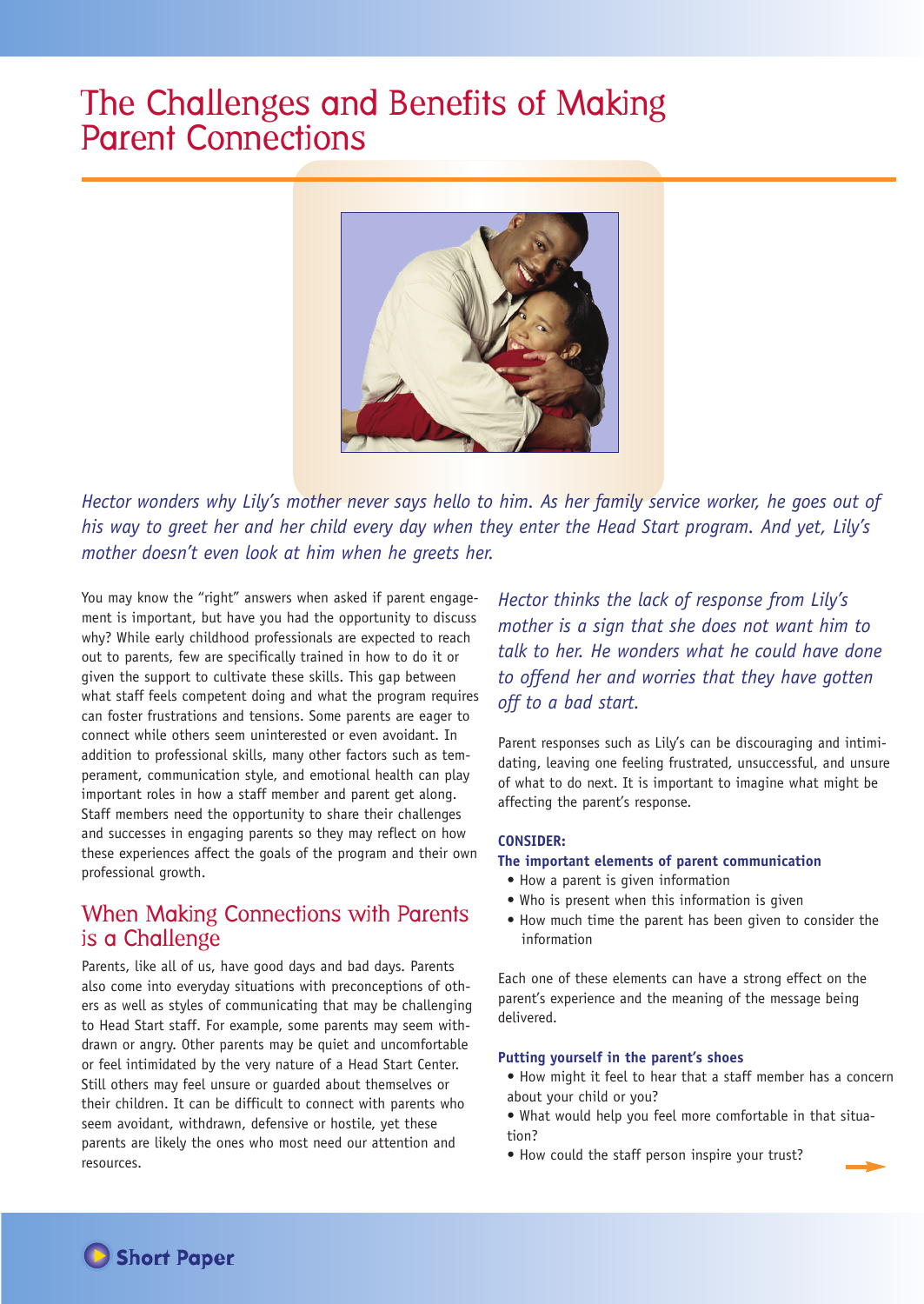# The Challenges and Benefits of Making Parent Connections

*Hector wonders why Lily's mother never says hello to him. As her family service worker, he goes out of his way to greet her and her child every day when they enter the Head Start program. And yet, Lily's mother doesn't even look at him when he greets her.*

You may know the "right" answers when asked if parent engagement is important, but have you had the opportunity to discuss why? While early childhood professionals are expected to reach out to parents, few are specifically trained in how to do it or given the support to cultivate these skills. This gap between what staff feels competent doing and what the program requires can foster frustrations and tensions. Some parents are eager to connect while others seem uninterested or even avoidant. In addition to professional skills, many other factors such as temperament, communication style, and emotional health can play important roles in how a staff member and parent get along. Staff members need the opportunity to share their challenges and successes in engaging parents so they may reflect on how these experiences affect the goals of the program and their own professional growth.

## When Making Connections with Parents is a Challenge

Parents, like all of us, have good days and bad days. Parents also come into everyday situations with preconceptions of others as well as styles of communicating that may be challenging to Head Start staff. For example, some parents may seem withdrawn or angry. Other parents may be quiet and uncomfortable or feel intimidated by the very nature of a Head Start Center. Still others may feel unsure or guarded about themselves or their children. It can be difficult to connect with parents who seem avoidant, withdrawn, defensive or hostile, yet these parents are likely the ones who most need our attention and resources.

*Hector thinks the lack of response from Lily's mother is a sign that she does not want him to talk to her. He wonders what he could have done to offend her and worries that they have gotten off to a bad start.*

Parent responses such as Lily's can be discouraging and intimidating, leaving one feeling frustrated, unsuccessful, and unsure of what to do next. It is important to imagine what might be affecting the parent's response.

**CONSIDER:**

**The important elements of parent communication**

- How a parent is given information
- Who is present when this information is given
- How much time the parent has been given to consider the information

Each one of these elements can have a strong effect on the parent's experience and the meaning of the message being delivered.

**Putting yourself in the parent's shoes**

- How might it feel to hear that a staff member has a concern about your child or you?
- What would help you feel more comfortable in that situation?
- How could the staff person inspire your trust?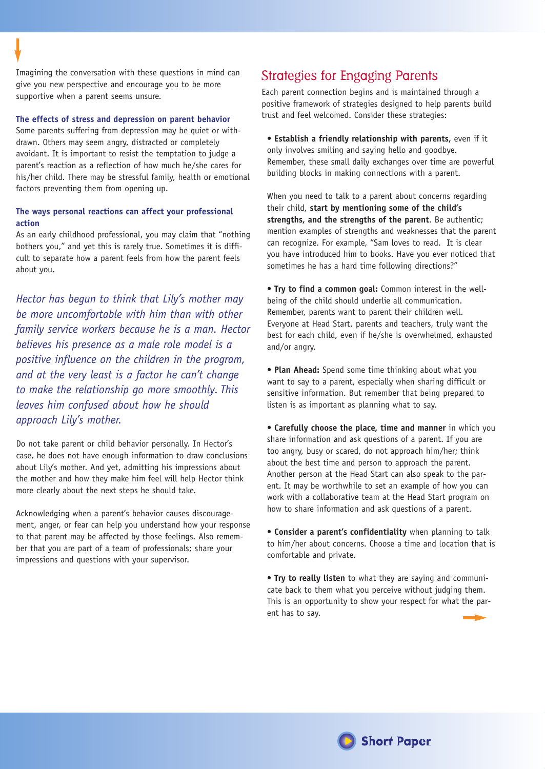Imagining the conversation with these questions in mind can give you new perspective and encourage you to be more supportive when a parent seems unsure.

### The effects of stress and depression on parent behavior

Some parents suffering from depression may be quiet or withdrawn. Others may seem angry, distracted or completely avoidant. It is important to resist the temptation to judge a parent's reaction as a reflection of how much he/she cares for his/her child. There may be stressful family, health or emotional factors preventing them from opening up.

### The ways personal reactions can affect your professional action

As an early childhood professional, you may claim that "nothing bothers you," and yet this is rarely true. Sometimes it is difficult to separate how a parent feels from how the parent feels about you.

*Hector has begun to think that Lily's mother may be more uncomfortable with him than with other family service workers because he is a man. Hector believes his presence as a male role model is a positive influence on the children in the program, and at the very least is a factor he can't change to make the relationship go more smoothly. This leaves him confused about how he should approach Lily's mother.*

Do not take parent or child behavior personally. In Hector's case, he does not have enough information to draw conclusions about Lily's mother. And yet, admitting his impressions about the mother and how they make him feel will help Hector think more clearly about the next steps he should take.

Acknowledging when a parent's behavior causes discouragement, anger, or fear can help you understand how your response to that parent may be affected by those feelings. Also remember that you are part of a team of professionals; share your impressions and questions with your supervisor.

## Strategies for Engaging Parents

Each parent connection begins and is maintained through a positive framework of strategies designed to help parents build trust and feel welcomed. Consider these strategies:

- **Establish a friendly relationship with parents,** even if it only involves smiling and saying hello and goodbye. Remember, these small daily exchanges over time are powerful building blocks in making connections with a parent.

  When you need to talk to a parent about concerns regarding their child, **start by mentioning some of the child's strengths, and the strengths of the parent**. Be authentic; mention examples of strengths and weaknesses that the parent can recognize. For example, "Sam loves to read. It is clear you have introduced him to books. Have you ever noticed that sometimes he has a hard time following directions?"

- **Try to find a common goal:** Common interest in the well-being of the child should underlie all communication. Remember, parents want to parent their children well. Everyone at Head Start, parents and teachers, truly want the best for each child, even if he/she is overwhelmed, exhausted and/or angry.

- **Plan Ahead:** Spend some time thinking about what you want to say to a parent, especially when sharing difficult or sensitive information. But remember that being prepared to listen is as important as planning what to say.

- **Carefully choose the place, time and manner** in which you share information and ask questions of a parent. If you are too angry, busy or scared, do not approach him/her; think about the best time and person to approach the parent. Another person at the Head Start can also speak to the parent. It may be worthwhile to set an example of how you can work with a collaborative team at the Head Start program on how to share information and ask questions of a parent.

- **Consider a parent's confidentiality** when planning to talk to him/her about concerns. Choose a time and location that is comfortable and private.

- **Try to really listen** to what they are saying and communicate back to them what you perceive without judging them. This is an opportunity to show your respect for what the parent has to say.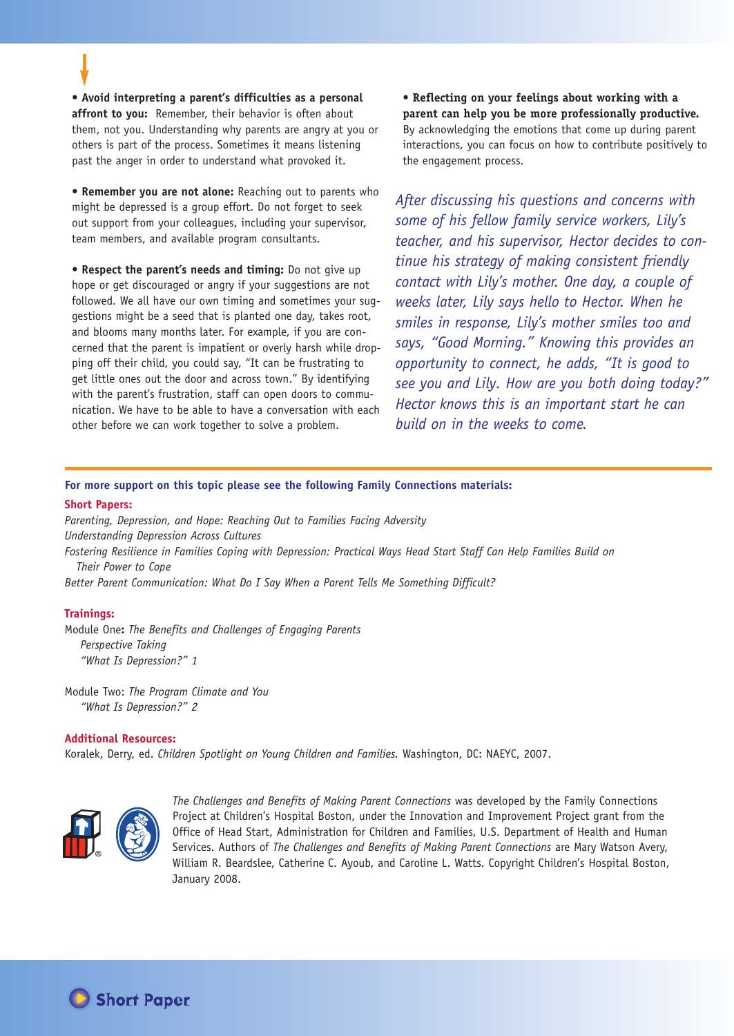- **Avoid interpreting a parent's difficulties as a personal affront to you:** Remember, their behavior is often about them, not you. Understanding why parents are angry at you or others is part of the process. Sometimes it means listening past the anger in order to understand what provoked it.

- **Remember you are not alone:** Reaching out to parents who might be depressed is a group effort. Do not forget to seek out support from your colleagues, including your supervisor, team members, and available program consultants.

- **Respect the parent's needs and timing:** Do not give up hope or get discouraged or angry if your suggestions are not followed. We all have our own timing and sometimes your suggestions might be a seed that is planted one day, takes root, and blooms many months later. For example, if you are concerned that the parent is impatient or overly harsh while dropping off their child, you could say, "It can be frustrating to get little ones out the door and across town." By identifying with the parent's frustration, staff can open doors to communication. We have to be able to have a conversation with each other before we can work together to solve a problem.

- **Reflecting on your feelings about working with a parent can help you be more professionally productive.** By acknowledging the emotions that come up during parent interactions, you can focus on how to contribute positively to the engagement process.

*After discussing his questions and concerns with some of his fellow family service workers, Lily's teacher, and his supervisor, Hector decides to continue his strategy of making consistent friendly contact with Lily's mother. One day, a couple of weeks later, Lily says hello to Hector. When he smiles in response, Lily's mother smiles too and says, "Good Morning." Knowing this provides an opportunity to connect, he adds, "It is good to see you and Lily. How are you both doing today?" Hector knows this is an important start he can build on in the weeks to come.*

---

**For more support on this topic please see the following Family Connections materials:**

**Short Papers:**

*Parenting, Depression, and Hope: Reaching Out to Families Facing Adversity*
*Understanding Depression Across Cultures*
*Fostering Resilience in Families Coping with Depression: Practical Ways Head Start Staff Can Help Families Build on Their Power to Cope*
*Better Parent Communication: What Do I Say When a Parent Tells Me Something Difficult?*

**Trainings:**

Module One**:** *The Benefits and Challenges of Engaging Parents*
*Perspective Taking*
*"What Is Depression?" 1*

Module Two: *The Program Climate and You*
*"What Is Depression?" 2*

**Additional Resources:**

Koralek, Derry, ed. *Children Spotlight on Young Children and Families.* Washington, DC: NAEYC, 2007.

*The Challenges and Benefits of Making Parent Connections* was developed by the Family Connections Project at Children's Hospital Boston, under the Innovation and Improvement Project grant from the Office of Head Start, Administration for Children and Families, U.S. Department of Health and Human Services. Authors of *The Challenges and Benefits of Making Parent Connections* are Mary Watson Avery, William R. Beardslee, Catherine C. Ayoub, and Caroline L. Watts. Copyright Children's Hospital Boston, January 2008.

Short Paper